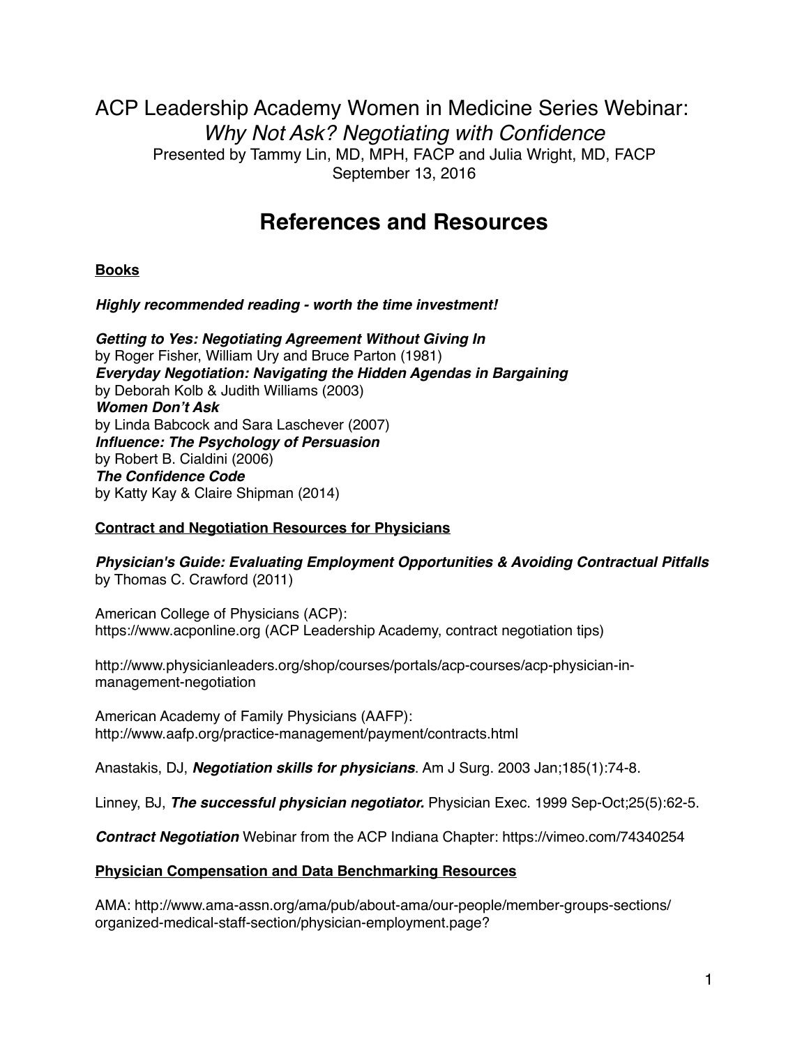# ACP Leadership Academy Women in Medicine Series Webinar:

*Why Not Ask? Negotiating with Confidence*

Presented by Tammy Lin, MD, MPH, FACP and Julia Wright, MD, FACP

September 13, 2016

## References and Resources

### Books

***Highly recommended reading - worth the time investment!***

***Getting to Yes: Negotiating Agreement Without Giving In***
by Roger Fisher, William Ury and Bruce Parton (1981)

***Everyday Negotiation: Navigating the Hidden Agendas in Bargaining***
by Deborah Kolb & Judith Williams (2003)

***Women Don't Ask***
by Linda Babcock and Sara Laschever (2007)

***Influence: The Psychology of Persuasion***
by Robert B. Cialdini (2006)

***The Confidence Code***
by Katty Kay & Claire Shipman (2014)

### Contract and Negotiation Resources for Physicians

***Physician's Guide: Evaluating Employment Opportunities & Avoiding Contractual Pitfalls***
by Thomas C. Crawford (2011)

American College of Physicians (ACP):
https://www.acponline.org (ACP Leadership Academy, contract negotiation tips)

http://www.physicianleaders.org/shop/courses/portals/acp-courses/acp-physician-in-management-negotiation

American Academy of Family Physicians (AAFP):
http://www.aafp.org/practice-management/payment/contracts.html

Anastakis, DJ, ***Negotiation skills for physicians***. Am J Surg. 2003 Jan;185(1):74-8.

Linney, BJ, ***The successful physician negotiator.*** Physician Exec. 1999 Sep-Oct;25(5):62-5.

***Contract Negotiation*** Webinar from the ACP Indiana Chapter: https://vimeo.com/74340254

### Physician Compensation and Data Benchmarking Resources

AMA: http://www.ama-assn.org/ama/pub/about-ama/our-people/member-groups-sections/organized-medical-staff-section/physician-employment.page?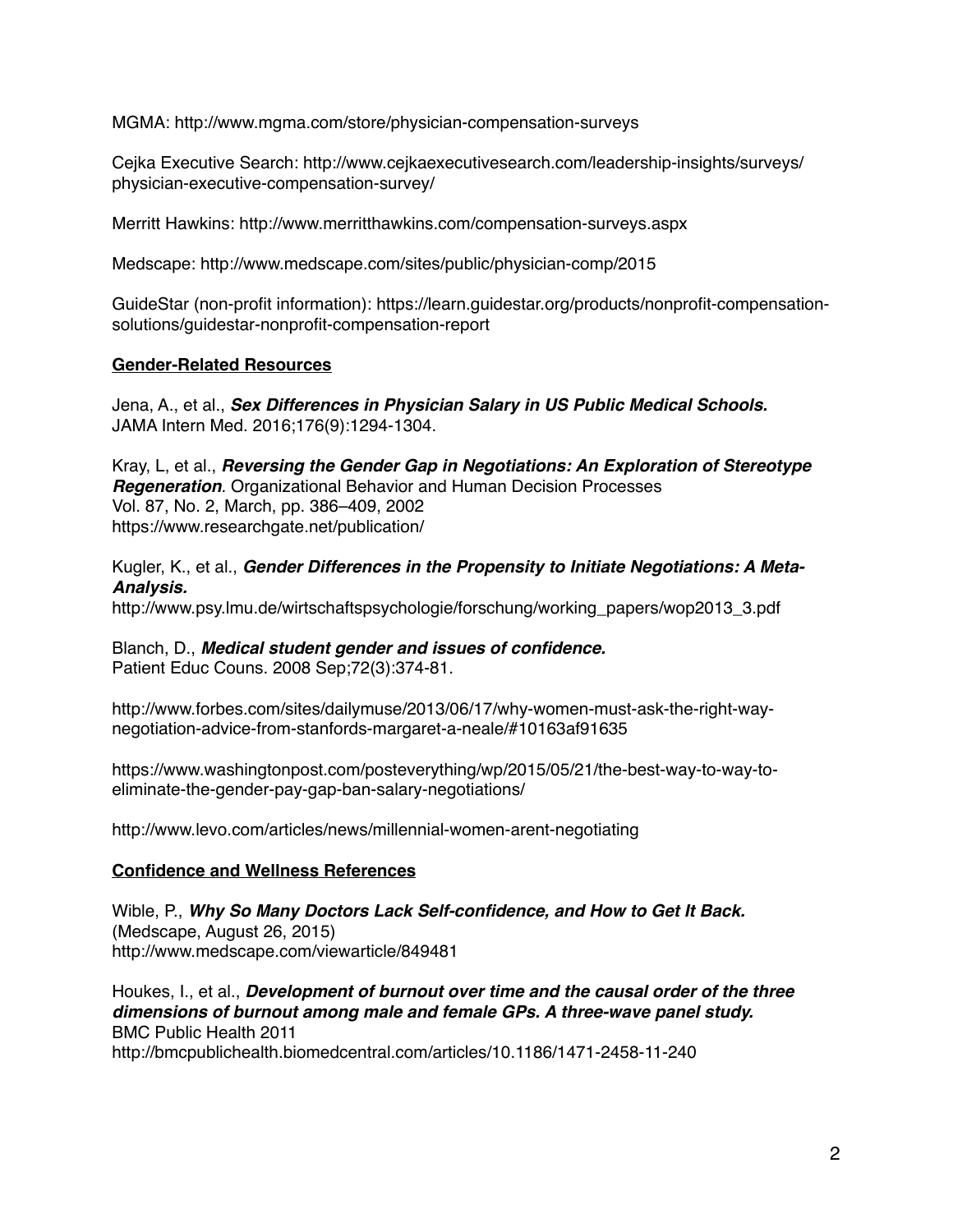MGMA: http://www.mgma.com/store/physician-compensation-surveys

Cejka Executive Search: http://www.cejkaexecutivesearch.com/leadership-insights/surveys/physician-executive-compensation-survey/

Merritt Hawkins: http://www.merritthawkins.com/compensation-surveys.aspx

Medscape: http://www.medscape.com/sites/public/physician-comp/2015

GuideStar (non-profit information): https://learn.guidestar.org/products/nonprofit-compensation-solutions/guidestar-nonprofit-compensation-report

**Gender-Related Resources**

Jena, A., et al., ***Sex Differences in Physician Salary in US Public Medical Schools.***
JAMA Intern Med. 2016;176(9):1294-1304.

Kray, L, et al., ***Reversing the Gender Gap in Negotiations: An Exploration of Stereotype Regeneration***. Organizational Behavior and Human Decision Processes
Vol. 87, No. 2, March, pp. 386–409, 2002
https://www.researchgate.net/publication/

Kugler, K., et al., ***Gender Differences in the Propensity to Initiate Negotiations: A Meta-Analysis.***
http://www.psy.lmu.de/wirtschaftspsychologie/forschung/working_papers/wop2013_3.pdf

Blanch, D., ***Medical student gender and issues of confidence.***
Patient Educ Couns. 2008 Sep;72(3):374-81.

http://www.forbes.com/sites/dailymuse/2013/06/17/why-women-must-ask-the-right-way-negotiation-advice-from-stanfords-margaret-a-neale/#10163af91635

https://www.washingtonpost.com/posteverything/wp/2015/05/21/the-best-way-to-way-to-eliminate-the-gender-pay-gap-ban-salary-negotiations/

http://www.levo.com/articles/news/millennial-women-arent-negotiating

**Confidence and Wellness References**

Wible, P., ***Why So Many Doctors Lack Self-confidence, and How to Get It Back.***
(Medscape, August 26, 2015)
http://www.medscape.com/viewarticle/849481

Houkes, I., et al., ***Development of burnout over time and the causal order of the three dimensions of burnout among male and female GPs. A three-wave panel study.***
BMC Public Health 2011
http://bmcpublichealth.biomedcentral.com/articles/10.1186/1471-2458-11-240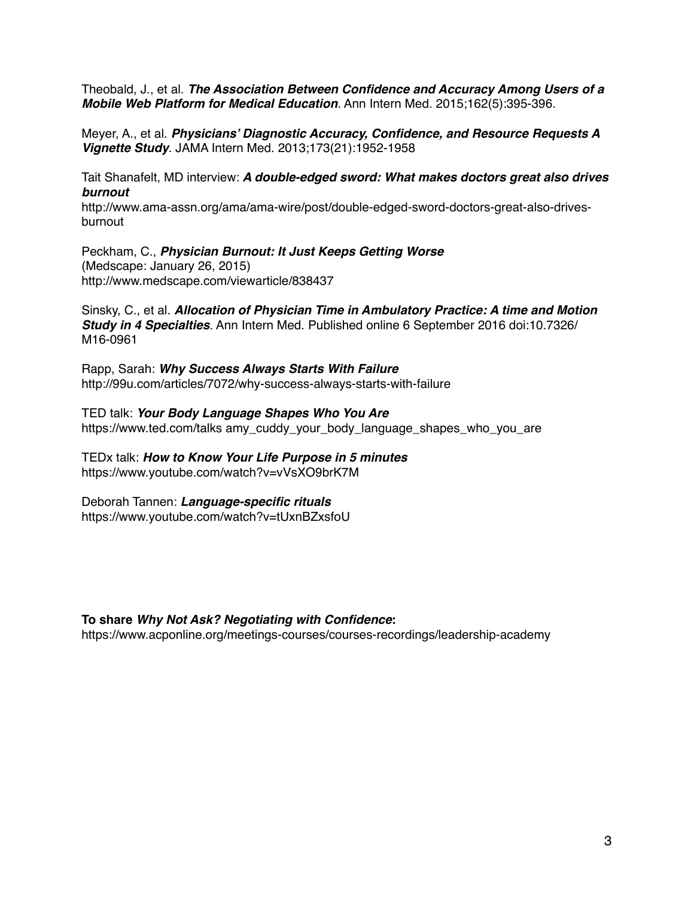Theobald, J., et al. ***The Association Between Confidence and Accuracy Among Users of a Mobile Web Platform for Medical Education***. Ann Intern Med. 2015;162(5):395-396.

Meyer, A., et al. ***Physicians' Diagnostic Accuracy, Confidence, and Resource Requests A Vignette Study***. JAMA Intern Med. 2013;173(21):1952-1958

Tait Shanafelt, MD interview: ***A double-edged sword: What makes doctors great also drives burnout***
http://www.ama-assn.org/ama/ama-wire/post/double-edged-sword-doctors-great-also-drives-burnout

Peckham, C., ***Physician Burnout: It Just Keeps Getting Worse***
(Medscape: January 26, 2015)
http://www.medscape.com/viewarticle/838437

Sinsky, C., et al. ***Allocation of Physician Time in Ambulatory Practice: A time and Motion Study in 4 Specialties***. Ann Intern Med. Published online 6 September 2016 doi:10.7326/M16-0961

Rapp, Sarah: ***Why Success Always Starts With Failure***
http://99u.com/articles/7072/why-success-always-starts-with-failure

TED talk: ***Your Body Language Shapes Who You Are***
https://www.ted.com/talks amy_cuddy_your_body_language_shapes_who_you_are

TEDx talk: ***How to Know Your Life Purpose in 5 minutes***
https://www.youtube.com/watch?v=vVsXO9brK7M

Deborah Tannen: ***Language-specific rituals***
https://www.youtube.com/watch?v=tUxnBZxsfoU

**To share *Why Not Ask? Negotiating with Confidence*:**
https://www.acponline.org/meetings-courses/courses-recordings/leadership-academy